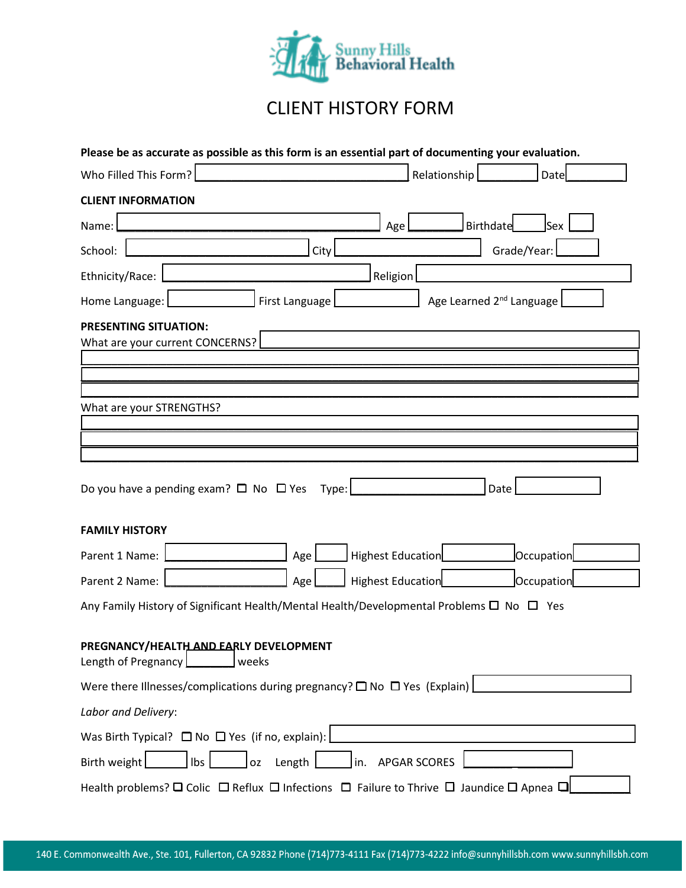Sunny Hills Behavioral Health

# CLIENT HISTORY FORM

**Please be as accurate as possible as this form is an essential part of documenting your evaluation.**

Who Filled This Form? ________ Relationship ________ Date ________

## CLIENT INFORMATION

Name: ________ Age ________ Birthdate ________ Sex ________

School: ________ City ________ Grade/Year: ________

Ethnicity/Race: ________ Religion ________

Home Language: ________ First Language ________ Age Learned 2nd Language ________

## PRESENTING SITUATION:

What are your current CONCERNS? ________

________

________

________

What are your STRENGTHS?

________

________

________

Do you have a pending exam? ☐ No ☐ Yes Type: ________ Date ________

## FAMILY HISTORY

Parent 1 Name: ________ Age ________ Highest Education ________ Occupation ________

Parent 2 Name: ________ Age ________ Highest Education ________ Occupation ________

Any Family History of Significant Health/Mental Health/Developmental Problems ☐ No ☐ Yes

## PREGNANCY/HEALTH AND EARLY DEVELOPMENT

Length of Pregnancy ________ weeks

Were there Illnesses/complications during pregnancy? ☐ No ☐ Yes (Explain) ________

*Labor and Delivery*:

Was Birth Typical? ☐ No ☐ Yes (if no, explain): ________

Birth weight ________ lbs ________ oz Length ________ in. APGAR SCORES ________

Health problems? ☐ Colic ☐ Reflux ☐ Infections ☐ Failure to Thrive ☐ Jaundice ☐ Apnea ☐ ________

140 E. Commonwealth Ave., Ste. 101, Fullerton, CA 92832 Phone (714)773-4111 Fax (714)773-4222 info@sunnyhillsbh.com www.sunnyhillsbh.com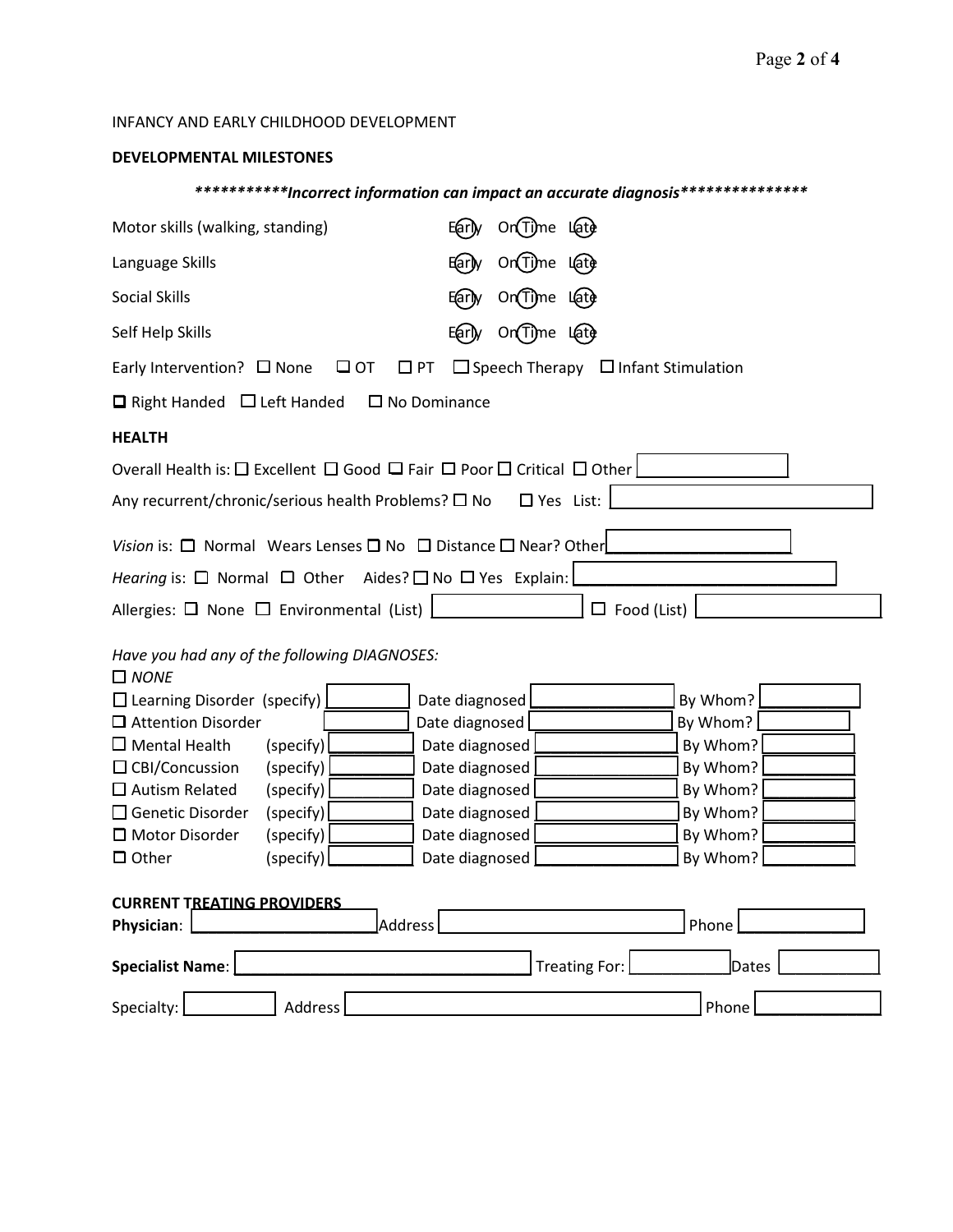INFANCY AND EARLY CHILDHOOD DEVELOPMENT

**DEVELOPMENTAL MILESTONES**

***********Incorrect information can impact an accurate diagnosis***************

Motor skills (walking, standing) Early On Time Late

Language Skills Early On Time Late

Social Skills Early On Time Late

Self Help Skills Early On Time Late

Early Intervention? ☐ None ☐ OT ☐ PT ☐ Speech Therapy ☐ Infant Stimulation

☐ Right Handed ☐ Left Handed ☐ No Dominance

**HEALTH**

Overall Health is: ☐ Excellent ☐ Good ☐ Fair ☐ Poor ☐ Critical ☐ Other ____________

Any recurrent/chronic/serious health Problems? ☐ No ☐ Yes List: ____________

*Vision* is: ☐ Normal Wears Lenses ☐ No ☐ Distance ☐ Near? Other____________

*Hearing* is: ☐ Normal ☐ Other Aides? ☐ No ☐ Yes Explain: ____________

Allergies: ☐ None ☐ Environmental (List) ____________ ☐ Food (List) ____________

*Have you had any of the following DIAGNOSES:*

☐ *NONE*

| Diagnosis | (specify) | Date diagnosed | By Whom? |
| --- | --- | --- | --- |
| ☐ Learning Disorder | | | |
| ☐ Attention Disorder | | | |
| ☐ Mental Health | | | |
| ☐ CBI/Concussion | | | |
| ☐ Autism Related | | | |
| ☐ Genetic Disorder | | | |
| ☐ Motor Disorder | | | |
| ☐ Other | | | |

**CURRENT TREATING PROVIDERS**

**Physician**: ____________ Address ____________ Phone ____________

**Specialist Name**: ____________ Treating For: ____________ Dates ____________

Specialty: ____________ Address ____________ Phone ____________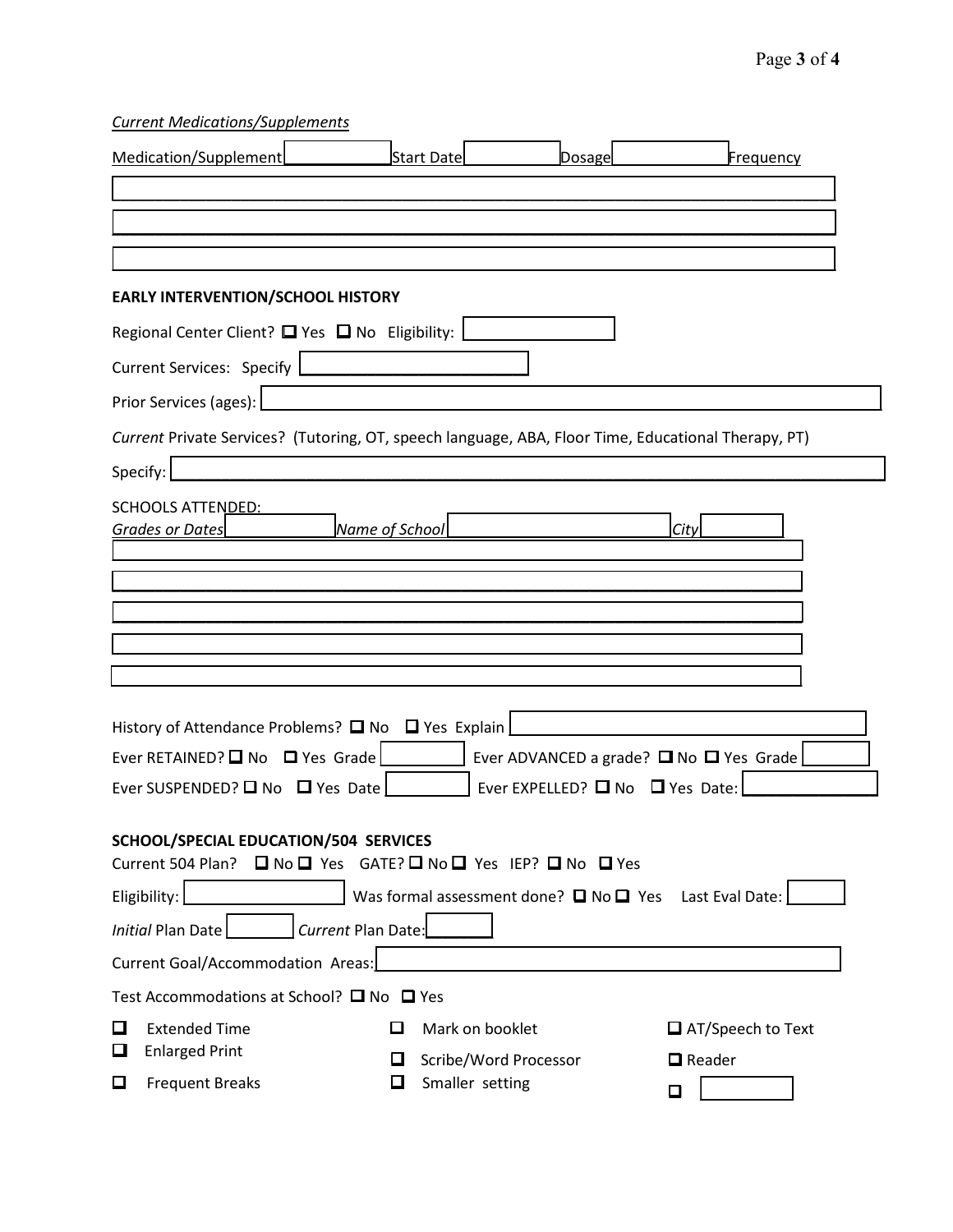*Current Medications/Supplements*

| Medication/Supplement | Start Date | Dosage | Frequency |
|---|---|---|---|
| | | | |
| | | | |
| | | | |

**EARLY INTERVENTION/SCHOOL HISTORY**

Regional Center Client? ☐ Yes ☐ No Eligibility: ______

Current Services: Specify ______

Prior Services (ages): ______

*Current* Private Services? (Tutoring, OT, speech language, ABA, Floor Time, Educational Therapy, PT)

Specify: ______

SCHOOLS ATTENDED:

| *Grades or Dates* | *Name of School* | *City* |
|---|---|---|
| | | |
| | | |
| | | |
| | | |
| | | |

History of Attendance Problems? ☐ No ☐ Yes Explain ______

Ever RETAINED? ☐ No ☐ Yes Grade ______ Ever ADVANCED a grade? ☐ No ☐ Yes Grade ______

Ever SUSPENDED? ☐ No ☐ Yes Date ______ Ever EXPELLED? ☐ No ☐ Yes Date: ______

**SCHOOL/SPECIAL EDUCATION/504 SERVICES**

Current 504 Plan? ☐ No ☐ Yes GATE? ☐ No ☐ Yes IEP? ☐ No ☐ Yes

Eligibility: ______ Was formal assessment done? ☐ No ☐ Yes Last Eval Date: ______

*Initial* Plan Date ______ *Current* Plan Date: ______

Current Goal/Accommodation Areas: ______

Test Accommodations at School? ☐ No ☐ Yes

- ☐ Extended Time
- ☐ Enlarged Print
- ☐ Frequent Breaks
- ☐ Mark on booklet
- ☐ Scribe/Word Processor
- ☐ Smaller setting
- ☐ AT/Speech to Text
- ☐ Reader
- ☐ ______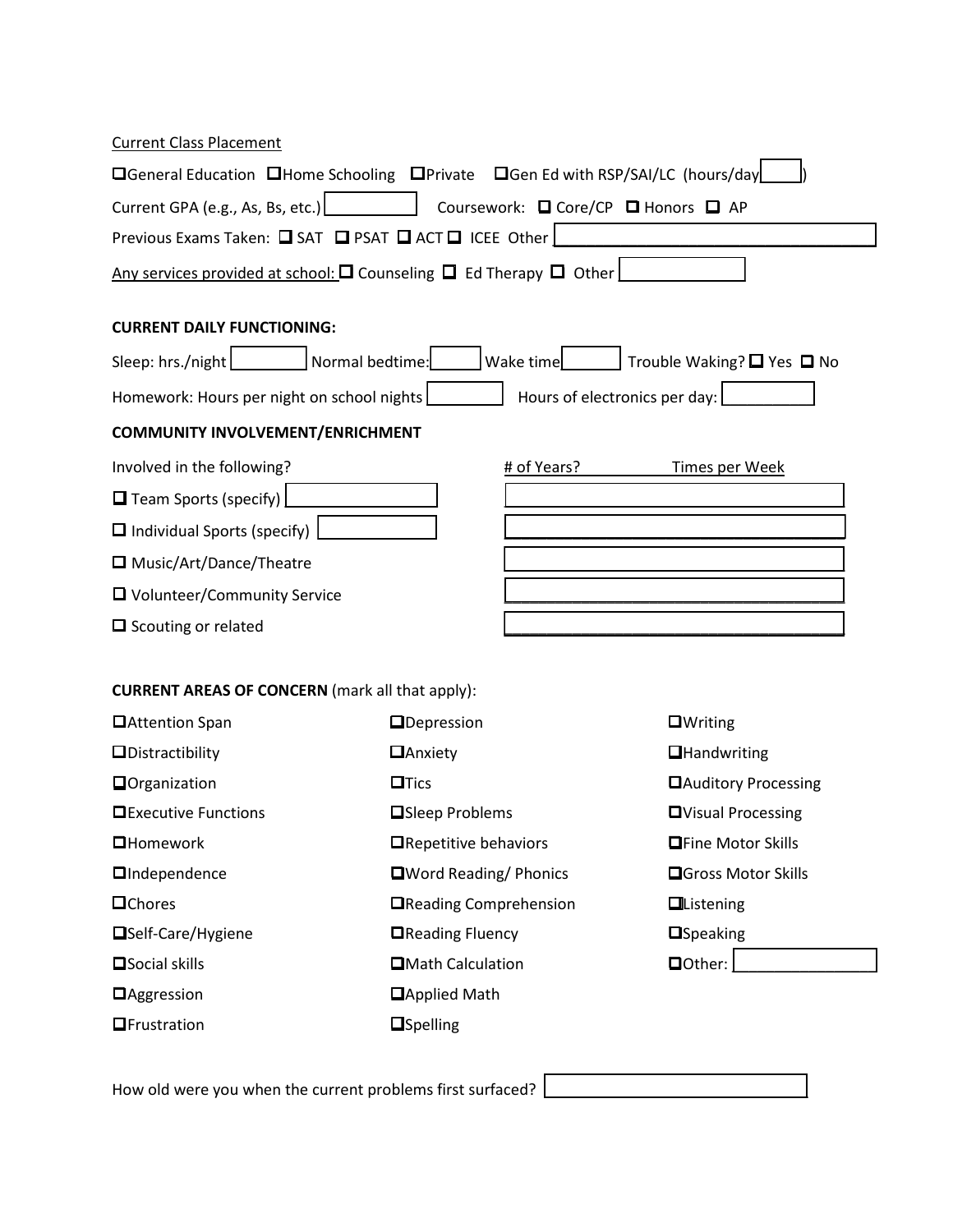Current Class Placement

☐ General Education ☐ Home Schooling ☐ Private ☐ Gen Ed with RSP/SAI/LC (hours/day ____)

Current GPA (e.g., As, Bs, etc.) ____ Coursework: ☐ Core/CP ☐ Honors ☐ AP

Previous Exams Taken: ☐ SAT ☐ PSAT ☐ ACT ☐ ICEE Other ____

Any services provided at school: ☐ Counseling ☐ Ed Therapy ☐ Other ____

**CURRENT DAILY FUNCTIONING:**

Sleep: hrs./night ____ Normal bedtime: ____ Wake time ____ Trouble Waking? ☐ Yes ☐ No

Homework: Hours per night on school nights ____ Hours of electronics per day: ____

**COMMUNITY INVOLVEMENT/ENRICHMENT**

| Involved in the following? | # of Years? | Times per Week |
| --- | --- | --- |
| ☐ Team Sports (specify) ____ | | |
| ☐ Individual Sports (specify) ____ | | |
| ☐ Music/Art/Dance/Theatre | | |
| ☐ Volunteer/Community Service | | |
| ☐ Scouting or related | | |

**CURRENT AREAS OF CONCERN** (mark all that apply):

| | | |
| --- | --- | --- |
| ☐ Attention Span | ☐ Depression | ☐ Writing |
| ☐ Distractibility | ☐ Anxiety | ☐ Handwriting |
| ☐ Organization | ☐ Tics | ☐ Auditory Processing |
| ☐ Executive Functions | ☐ Sleep Problems | ☐ Visual Processing |
| ☐ Homework | ☐ Repetitive behaviors | ☐ Fine Motor Skills |
| ☐ Independence | ☐ Word Reading/ Phonics | ☐ Gross Motor Skills |
| ☐ Chores | ☐ Reading Comprehension | ☐ Listening |
| ☐ Self-Care/Hygiene | ☐ Reading Fluency | ☐ Speaking |
| ☐ Social skills | ☐ Math Calculation | ☐ Other: ____ |
| ☐ Aggression | ☐ Applied Math | |
| ☐ Frustration | ☐ Spelling | |

How old were you when the current problems first surfaced? ____